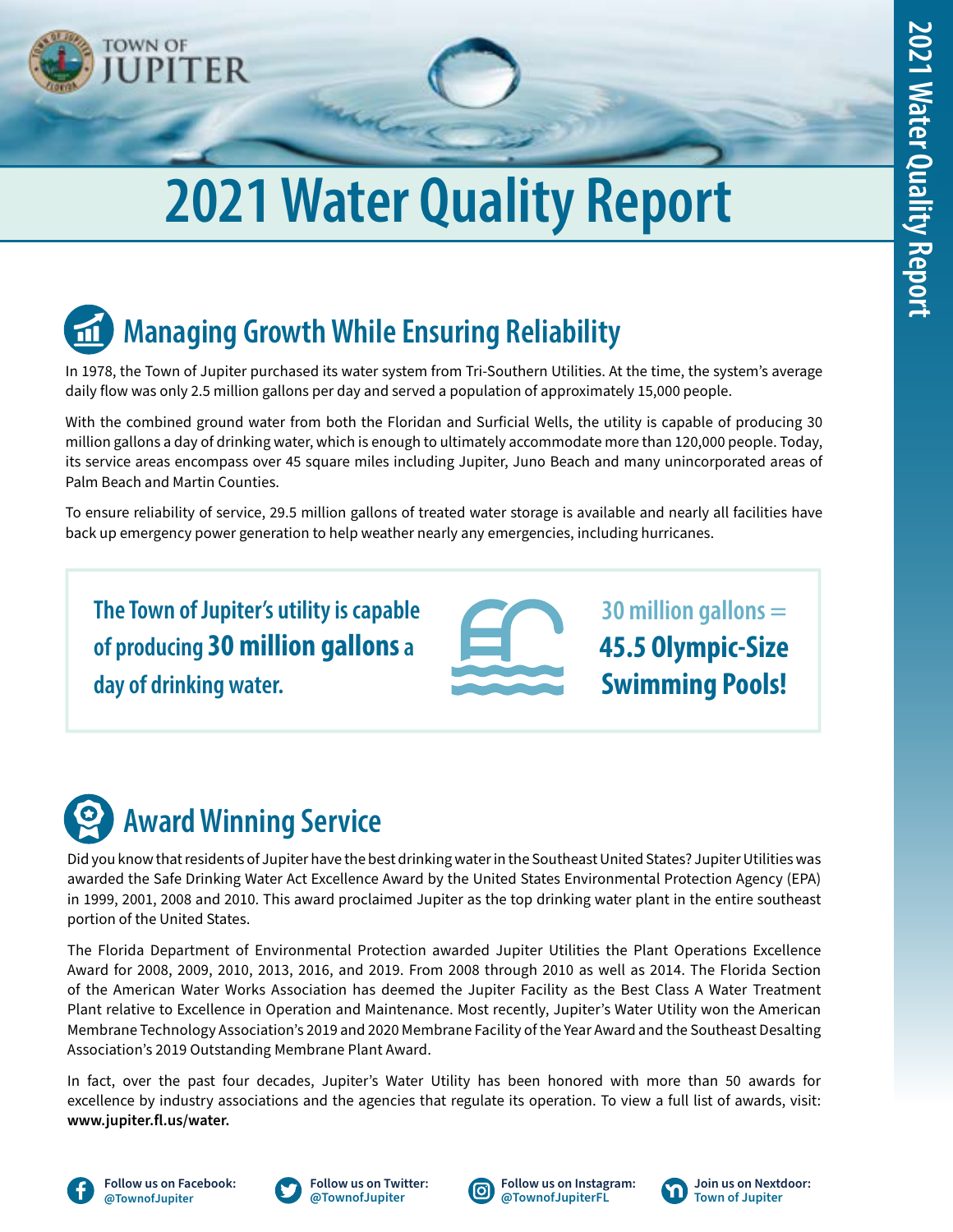# 2021 Water Quality Report

## Managing Growth While Ensuring Reliability

In 1978, the Town of Jupiter purchased its water system from Tri-Southern Utilities. At the time, the system's average daily flow was only 2.5 million gallons per day and served a population of approximately 15,000 people.

With the combined ground water from both the Floridan and Surficial Wells, the utility is capable of producing 30 million gallons a day of drinking water, which is enough to ultimately accommodate more than 120,000 people. Today, its service areas encompass over 45 square miles including Jupiter, Juno Beach and many unincorporated areas of Palm Beach and Martin Counties.

To ensure reliability of service, 29.5 million gallons of treated water storage is available and nearly all facilities have back up emergency power generation to help weather nearly any emergencies, including hurricanes.

**The Town of Jupiter's utility is capable of producing 30 million gallons a day of drinking water.**

**30 million gallons = 45.5 Olympic-Size Swimming Pools!**

## Award Winning Service

Did you know that residents of Jupiter have the best drinking water in the Southeast United States? Jupiter Utilities was awarded the Safe Drinking Water Act Excellence Award by the United States Environmental Protection Agency (EPA) in 1999, 2001, 2008 and 2010. This award proclaimed Jupiter as the top drinking water plant in the entire southeast portion of the United States.

The Florida Department of Environmental Protection awarded Jupiter Utilities the Plant Operations Excellence Award for 2008, 2009, 2010, 2013, 2016, and 2019. From 2008 through 2010 as well as 2014. The Florida Section of the American Water Works Association has deemed the Jupiter Facility as the Best Class A Water Treatment Plant relative to Excellence in Operation and Maintenance. Most recently, Jupiter's Water Utility won the American Membrane Technology Association's 2019 and 2020 Membrane Facility of the Year Award and the Southeast Desalting Association's 2019 Outstanding Membrane Plant Award.

In fact, over the past four decades, Jupiter's Water Utility has been honored with more than 50 awards for excellence by industry associations and the agencies that regulate its operation. To view a full list of awards, visit: **www.jupiter.fl.us/water.**

**Follow us on Facebook:** @TownofJupiter

**Follow us on Twitter:** @TownofJupiter

**Follow us on Instagram:** @TownofJupiterFL

**Join us on Nextdoor:** Town of Jupiter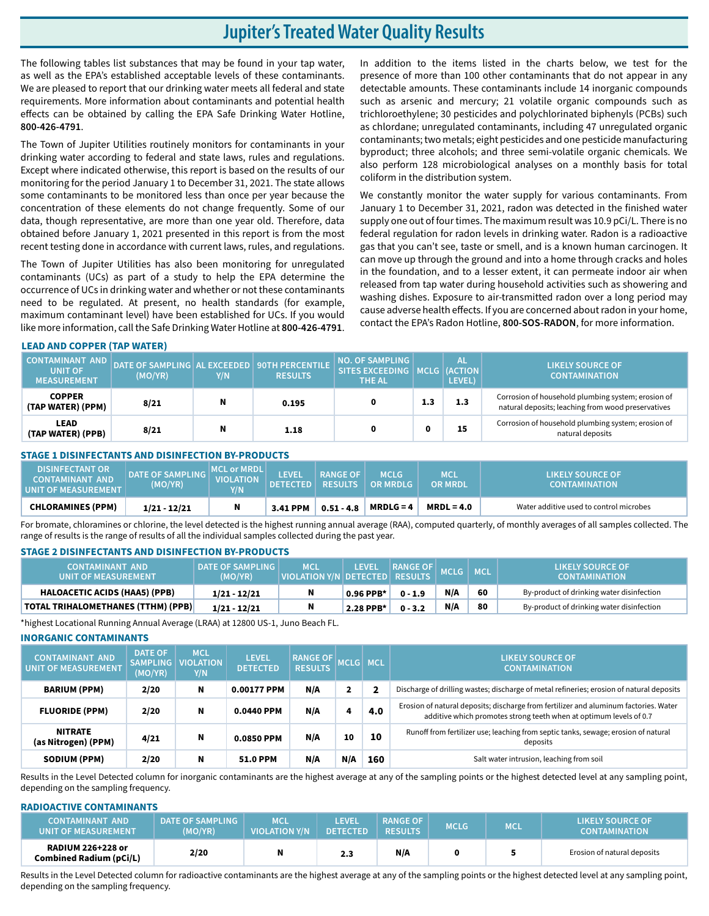# Jupiter's Treated Water Quality Results

The following tables list substances that may be found in your tap water, as well as the EPA's established acceptable levels of these contaminants. We are pleased to report that our drinking water meets all federal and state requirements. More information about contaminants and potential health effects can be obtained by calling the EPA Safe Drinking Water Hotline, **800-426-4791**.

The Town of Jupiter Utilities routinely monitors for contaminants in your drinking water according to federal and state laws, rules and regulations. Except where indicated otherwise, this report is based on the results of our monitoring for the period January 1 to December 31, 2021. The state allows some contaminants to be monitored less than once per year because the concentration of these elements do not change frequently. Some of our data, though representative, are more than one year old. Therefore, data obtained before January 1, 2021 presented in this report is from the most recent testing done in accordance with current laws, rules, and regulations.

The Town of Jupiter Utilities has also been monitoring for unregulated contaminants (UCs) as part of a study to help the EPA determine the occurrence of UCs in drinking water and whether or not these contaminants need to be regulated. At present, no health standards (for example, maximum contaminant level) have been established for UCs. If you would like more information, call the Safe Drinking Water Hotline at **800-426-4791**.

In addition to the items listed in the charts below, we test for the presence of more than 100 other contaminants that do not appear in any detectable amounts. These contaminants include 14 inorganic compounds such as arsenic and mercury; 21 volatile organic compounds such as trichloroethylene; 30 pesticides and polychlorinated biphenyls (PCBs) such as chlordane; unregulated contaminants, including 47 unregulated organic contaminants; two metals; eight pesticides and one pesticide manufacturing byproduct; three alcohols; and three semi-volatile organic chemicals. We also perform 128 microbiological analyses on a monthly basis for total coliform in the distribution system.

We constantly monitor the water supply for various contaminants. From January 1 to December 31, 2021, radon was detected in the finished water supply one out of four times. The maximum result was 10.9 pCi/L. There is no federal regulation for radon levels in drinking water. Radon is a radioactive gas that you can't see, taste or smell, and is a known human carcinogen. It can move up through the ground and into a home through cracks and holes in the foundation, and to a lesser extent, it can permeate indoor air when released from tap water during household activities such as showering and washing dishes. Exposure to air-transmitted radon over a long period may cause adverse health effects. If you are concerned about radon in your home, contact the EPA's Radon Hotline, **800-SOS-RADON**, for more information.

### LEAD AND COPPER (TAP WATER)

| CONTAMINANT AND UNIT OF MEASUREMENT | DATE OF SAMPLING (MO/YR) | AL EXCEEDED Y/N | 90TH PERCENTILE RESULTS | NO. OF SAMPLING SITES EXCEEDING THE AL | MCLG | AL (ACTION LEVEL) | LIKELY SOURCE OF CONTAMINATION |
|---|---|---|---|---|---|---|---|
| **COPPER (TAP WATER) (PPM)** | 8/21 | N | 0.195 | 0 | 1.3 | 1.3 | Corrosion of household plumbing system; erosion of natural deposits; leaching from wood preservatives |
| **LEAD (TAP WATER) (PPB)** | 8/21 | N | 1.18 | 0 | 0 | 15 | Corrosion of household plumbing system; erosion of natural deposits |

### STAGE 1 DISINFECTANTS AND DISINFECTION BY-PRODUCTS

| DISINFECTANT OR CONTAMINANT AND UNIT OF MEASUREMENT | DATE OF SAMPLING (MO/YR) | MCL or MRDL VIOLATION Y/N | LEVEL DETECTED | RANGE OF RESULTS | MCLG OR MRDLG | MCL OR MRDL | LIKELY SOURCE OF CONTAMINATION |
|---|---|---|---|---|---|---|---|
| **CHLORAMINES (PPM)** | 1/21 - 12/21 | N | 3.41 PPM | 0.51 - 4.8 | MRDLG = 4 | MRDL = 4.0 | Water additive used to control microbes |

For bromate, chloramines or chlorine, the level detected is the highest running annual average (RAA), computed quarterly, of monthly averages of all samples collected. The range of results is the range of results of all the individual samples collected during the past year.

### STAGE 2 DISINFECTANTS AND DISINFECTION BY-PRODUCTS

| CONTAMINANT AND UNIT OF MEASUREMENT | DATE OF SAMPLING (MO/YR) | MCL VIOLATION Y/N | LEVEL DETECTED | RANGE OF RESULTS | MCLG | MCL | LIKELY SOURCE OF CONTAMINATION |
|---|---|---|---|---|---|---|---|
| **HALOACETIC ACIDS (HAA5) (PPB)** | 1/21 - 12/21 | N | 0.96 PPB* | 0 - 1.9 | N/A | 60 | By-product of drinking water disinfection |
| **TOTAL TRIHALOMETHANES (TTHM) (PPB)** | 1/21 - 12/21 | N | 2.28 PPB* | 0 - 3.2 | N/A | 80 | By-product of drinking water disinfection |

*highest Locational Running Annual Average (LRAA) at 12800 US-1, Juno Beach FL.

### INORGANIC CONTAMINANTS

| CONTAMINANT AND UNIT OF MEASUREMENT | DATE OF SAMPLING (MO/YR) | MCL VIOLATION Y/N | LEVEL DETECTED | RANGE OF RESULTS | MCLG | MCL | LIKELY SOURCE OF CONTAMINATION |
|---|---|---|---|---|---|---|---|
| **BARIUM (PPM)** | 2/20 | N | 0.00177 PPM | N/A | 2 | 2 | Discharge of drilling wastes; discharge of metal refineries; erosion of natural deposits |
| **FLUORIDE (PPM)** | 2/20 | N | 0.0440 PPM | N/A | 4 | 4.0 | Erosion of natural deposits; discharge from fertilizer and aluminum factories. Water additive which promotes strong teeth when at optimum levels of 0.7 |
| **NITRATE (as Nitrogen) (PPM)** | 4/21 | N | 0.0850 PPM | N/A | 10 | 10 | Runoff from fertilizer use; leaching from septic tanks, sewage; erosion of natural deposits |
| **SODIUM (PPM)** | 2/20 | N | 51.0 PPM | N/A | N/A | 160 | Salt water intrusion, leaching from soil |

Results in the Level Detected column for inorganic contaminants are the highest average at any of the sampling points or the highest detected level at any sampling point, depending on the sampling frequency.

### RADIOACTIVE CONTAMINANTS

| CONTAMINANT AND UNIT OF MEASUREMENT | DATE OF SAMPLING (MO/YR) | MCL VIOLATION Y/N | LEVEL DETECTED | RANGE OF RESULTS | MCLG | MCL | LIKELY SOURCE OF CONTAMINATION |
|---|---|---|---|---|---|---|---|
| **RADIUM 226+228 or Combined Radium (pCi/L)** | 2/20 | N | 2.3 | N/A | 0 | 5 | Erosion of natural deposits |

Results in the Level Detected column for radioactive contaminants are the highest average at any of the sampling points or the highest detected level at any sampling point, depending on the sampling frequency.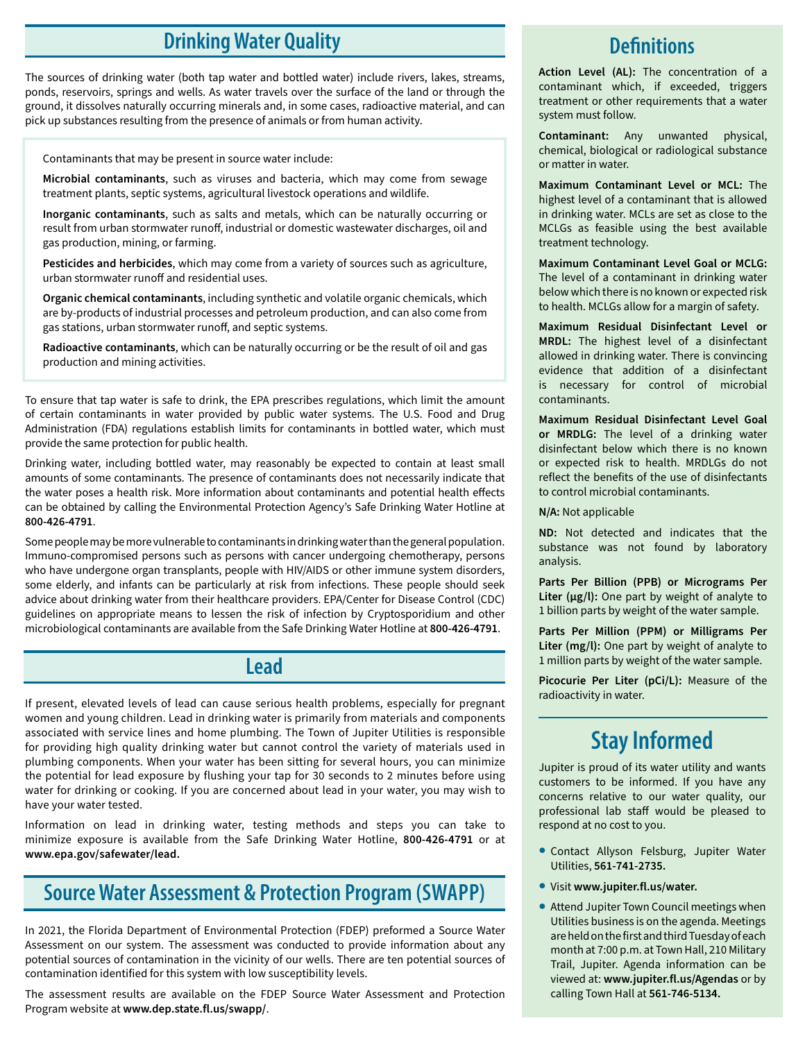## Drinking Water Quality

The sources of drinking water (both tap water and bottled water) include rivers, lakes, streams, ponds, reservoirs, springs and wells. As water travels over the surface of the land or through the ground, it dissolves naturally occurring minerals and, in some cases, radioactive material, and can pick up substances resulting from the presence of animals or from human activity.

Contaminants that may be present in source water include:

**Microbial contaminants**, such as viruses and bacteria, which may come from sewage treatment plants, septic systems, agricultural livestock operations and wildlife.

**Inorganic contaminants**, such as salts and metals, which can be naturally occurring or result from urban stormwater runoff, industrial or domestic wastewater discharges, oil and gas production, mining, or farming.

**Pesticides and herbicides**, which may come from a variety of sources such as agriculture, urban stormwater runoff and residential uses.

**Organic chemical contaminants**, including synthetic and volatile organic chemicals, which are by-products of industrial processes and petroleum production, and can also come from gas stations, urban stormwater runoff, and septic systems.

**Radioactive contaminants**, which can be naturally occurring or be the result of oil and gas production and mining activities.

To ensure that tap water is safe to drink, the EPA prescribes regulations, which limit the amount of certain contaminants in water provided by public water systems. The U.S. Food and Drug Administration (FDA) regulations establish limits for contaminants in bottled water, which must provide the same protection for public health.

Drinking water, including bottled water, may reasonably be expected to contain at least small amounts of some contaminants. The presence of contaminants does not necessarily indicate that the water poses a health risk. More information about contaminants and potential health effects can be obtained by calling the Environmental Protection Agency's Safe Drinking Water Hotline at **800-426-4791**.

Some people may be more vulnerable to contaminants in drinking water than the general population. Immuno-compromised persons such as persons with cancer undergoing chemotherapy, persons who have undergone organ transplants, people with HIV/AIDS or other immune system disorders, some elderly, and infants can be particularly at risk from infections. These people should seek advice about drinking water from their healthcare providers. EPA/Center for Disease Control (CDC) guidelines on appropriate means to lessen the risk of infection by Cryptosporidium and other microbiological contaminants are available from the Safe Drinking Water Hotline at **800-426-4791**.

## Lead

If present, elevated levels of lead can cause serious health problems, especially for pregnant women and young children. Lead in drinking water is primarily from materials and components associated with service lines and home plumbing. The Town of Jupiter Utilities is responsible for providing high quality drinking water but cannot control the variety of materials used in plumbing components. When your water has been sitting for several hours, you can minimize the potential for lead exposure by flushing your tap for 30 seconds to 2 minutes before using water for drinking or cooking. If you are concerned about lead in your water, you may wish to have your water tested.

Information on lead in drinking water, testing methods and steps you can take to minimize exposure is available from the Safe Drinking Water Hotline, **800-426-4791** or at **www.epa.gov/safewater/lead.**

## Source Water Assessment & Protection Program (SWAPP)

In 2021, the Florida Department of Environmental Protection (FDEP) preformed a Source Water Assessment on our system. The assessment was conducted to provide information about any potential sources of contamination in the vicinity of our wells. There are ten potential sources of contamination identified for this system with low susceptibility levels.

The assessment results are available on the FDEP Source Water Assessment and Protection Program website at **www.dep.state.fl.us/swapp/**.

## Definitions

**Action Level (AL):** The concentration of a contaminant which, if exceeded, triggers treatment or other requirements that a water system must follow.

**Contaminant:** Any unwanted physical, chemical, biological or radiological substance or matter in water.

**Maximum Contaminant Level or MCL:** The highest level of a contaminant that is allowed in drinking water. MCLs are set as close to the MCLGs as feasible using the best available treatment technology.

**Maximum Contaminant Level Goal or MCLG:** The level of a contaminant in drinking water below which there is no known or expected risk to health. MCLGs allow for a margin of safety.

**Maximum Residual Disinfectant Level or MRDL:** The highest level of a disinfectant allowed in drinking water. There is convincing evidence that addition of a disinfectant is necessary for control of microbial contaminants.

**Maximum Residual Disinfectant Level Goal or MRDLG:** The level of a drinking water disinfectant below which there is no known or expected risk to health. MRDLGs do not reflect the benefits of the use of disinfectants to control microbial contaminants.

**N/A:** Not applicable

**ND:** Not detected and indicates that the substance was not found by laboratory analysis.

**Parts Per Billion (PPB) or Micrograms Per Liter (µg/l):** One part by weight of analyte to 1 billion parts by weight of the water sample.

**Parts Per Million (PPM) or Milligrams Per Liter (mg/l):** One part by weight of analyte to 1 million parts by weight of the water sample.

**Picocurie Per Liter (pCi/L):** Measure of the radioactivity in water.

## Stay Informed

Jupiter is proud of its water utility and wants customers to be informed. If you have any concerns relative to our water quality, our professional lab staff would be pleased to respond at no cost to you.

- Contact Allyson Felsburg, Jupiter Water Utilities, **561-741-2735.**
- Visit **www.jupiter.fl.us/water.**
- Attend Jupiter Town Council meetings when Utilities business is on the agenda. Meetings are held on the first and third Tuesday of each month at 7:00 p.m. at Town Hall, 210 Military Trail, Jupiter. Agenda information can be viewed at: **www.jupiter.fl.us/Agendas** or by calling Town Hall at **561-746-5134.**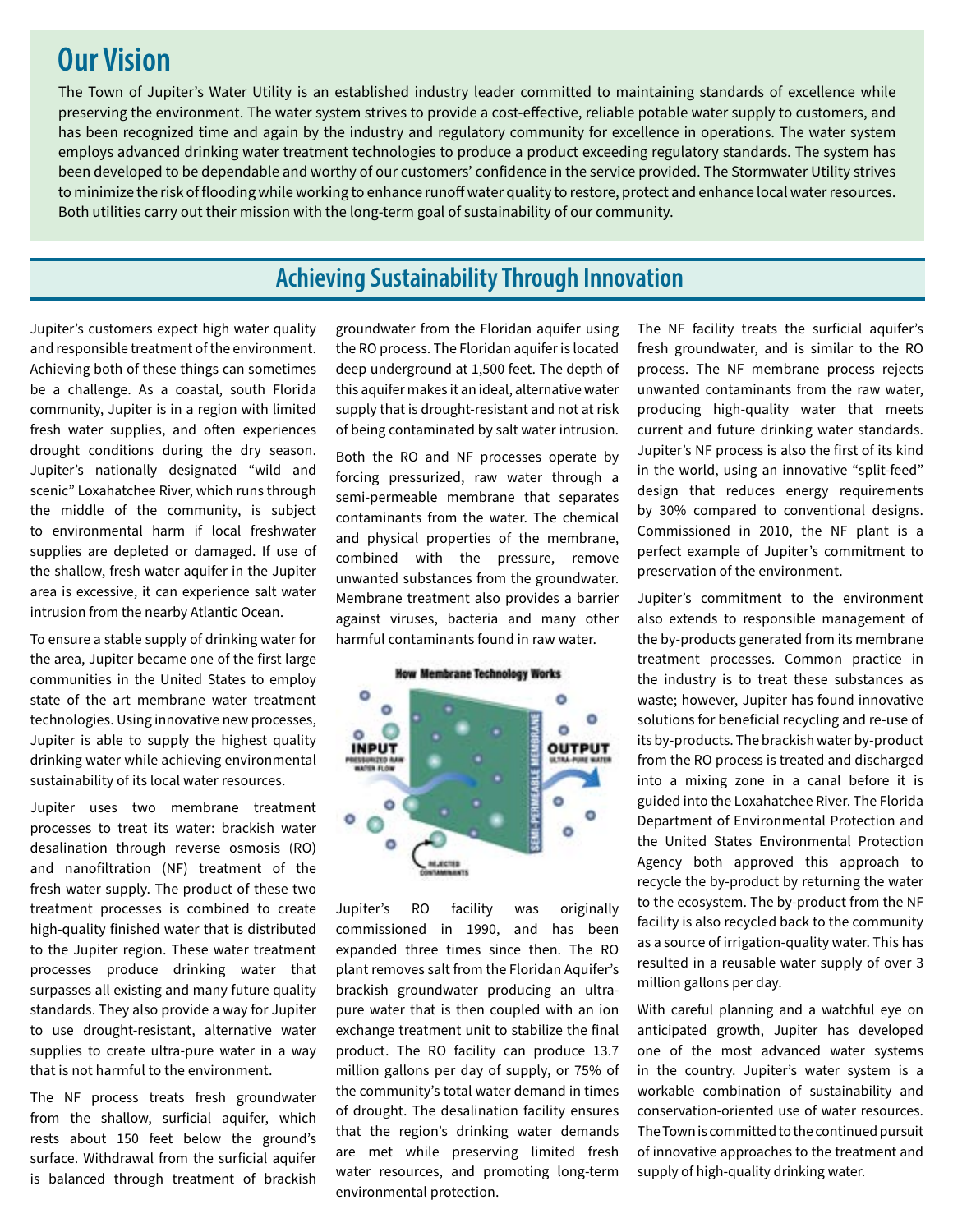## Our Vision

The Town of Jupiter's Water Utility is an established industry leader committed to maintaining standards of excellence while preserving the environment. The water system strives to provide a cost-effective, reliable potable water supply to customers, and has been recognized time and again by the industry and regulatory community for excellence in operations. The water system employs advanced drinking water treatment technologies to produce a product exceeding regulatory standards. The system has been developed to be dependable and worthy of our customers' confidence in the service provided. The Stormwater Utility strives to minimize the risk of flooding while working to enhance runoff water quality to restore, protect and enhance local water resources. Both utilities carry out their mission with the long-term goal of sustainability of our community.

## Achieving Sustainability Through Innovation

Jupiter's customers expect high water quality and responsible treatment of the environment. Achieving both of these things can sometimes be a challenge. As a coastal, south Florida community, Jupiter is in a region with limited fresh water supplies, and often experiences drought conditions during the dry season. Jupiter's nationally designated "wild and scenic" Loxahatchee River, which runs through the middle of the community, is subject to environmental harm if local freshwater supplies are depleted or damaged. If use of the shallow, fresh water aquifer in the Jupiter area is excessive, it can experience salt water intrusion from the nearby Atlantic Ocean.

To ensure a stable supply of drinking water for the area, Jupiter became one of the first large communities in the United States to employ state of the art membrane water treatment technologies. Using innovative new processes, Jupiter is able to supply the highest quality drinking water while achieving environmental sustainability of its local water resources.

Jupiter uses two membrane treatment processes to treat its water: brackish water desalination through reverse osmosis (RO) and nanofiltration (NF) treatment of the fresh water supply. The product of these two treatment processes is combined to create high-quality finished water that is distributed to the Jupiter region. These water treatment processes produce drinking water that surpasses all existing and many future quality standards. They also provide a way for Jupiter to use drought-resistant, alternative water supplies to create ultra-pure water in a way that is not harmful to the environment.

The NF process treats fresh groundwater from the shallow, surficial aquifer, which rests about 150 feet below the ground's surface. Withdrawal from the surficial aquifer is balanced through treatment of brackish groundwater from the Floridan aquifer using the RO process. The Floridan aquifer is located deep underground at 1,500 feet. The depth of this aquifer makes it an ideal, alternative water supply that is drought-resistant and not at risk of being contaminated by salt water intrusion.

Both the RO and NF processes operate by forcing pressurized, raw water through a semi-permeable membrane that separates contaminants from the water. The chemical and physical properties of the membrane, combined with the pressure, remove unwanted substances from the groundwater. Membrane treatment also provides a barrier against viruses, bacteria and many other harmful contaminants found in raw water.

How Membrane Technology Works

INPUT
PRESSURIZED RAW WATER FLOW

SEMI-PERMEABLE MEMBRANE

OUTPUT
ULTRA-PURE WATER

REJECTED CONTAMINANTS

Jupiter's RO facility was originally commissioned in 1990, and has been expanded three times since then. The RO plant removes salt from the Floridan Aquifer's brackish groundwater producing an ultra-pure water that is then coupled with an ion exchange treatment unit to stabilize the final product. The RO facility can produce 13.7 million gallons per day of supply, or 75% of the community's total water demand in times of drought. The desalination facility ensures that the region's drinking water demands are met while preserving limited fresh water resources, and promoting long-term environmental protection.

The NF facility treats the surficial aquifer's fresh groundwater, and is similar to the RO process. The NF membrane process rejects unwanted contaminants from the raw water, producing high-quality water that meets current and future drinking water standards. Jupiter's NF process is also the first of its kind in the world, using an innovative "split-feed" design that reduces energy requirements by 30% compared to conventional designs. Commissioned in 2010, the NF plant is a perfect example of Jupiter's commitment to preservation of the environment.

Jupiter's commitment to the environment also extends to responsible management of the by-products generated from its membrane treatment processes. Common practice in the industry is to treat these substances as waste; however, Jupiter has found innovative solutions for beneficial recycling and re-use of its by-products. The brackish water by-product from the RO process is treated and discharged into a mixing zone in a canal before it is guided into the Loxahatchee River. The Florida Department of Environmental Protection and the United States Environmental Protection Agency both approved this approach to recycle the by-product by returning the water to the ecosystem. The by-product from the NF facility is also recycled back to the community as a source of irrigation-quality water. This has resulted in a reusable water supply of over 3 million gallons per day.

With careful planning and a watchful eye on anticipated growth, Jupiter has developed one of the most advanced water systems in the country. Jupiter's water system is a workable combination of sustainability and conservation-oriented use of water resources. The Town is committed to the continued pursuit of innovative approaches to the treatment and supply of high-quality drinking water.